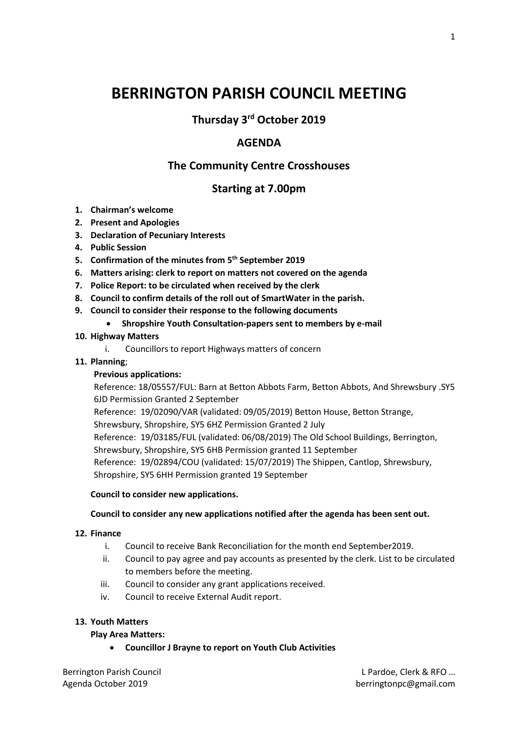# BERRINGTON PARISH COUNCIL MEETING

## Thursday 3rd October 2019

## AGENDA

## The Community Centre Crosshouses

## Starting at 7.00pm

1. **Chairman's welcome**
2. **Present and Apologies**
3. **Declaration of Pecuniary Interests**
4. **Public Session**
5. **Confirmation of the minutes from 5th September 2019**
6. **Matters arising: clerk to report on matters not covered on the agenda**
7. **Police Report: to be circulated when received by the clerk**
8. **Council to confirm details of the roll out of SmartWater in the parish.**
9. **Council to consider their response to the following documents**
   - **Shropshire Youth Consultation-papers sent to members by e-mail**
10. **Highway Matters**
    i. Councillors to report Highways matters of concern
11. **Planning**;

    **Previous applications:**

    Reference: 18/05557/FUL: Barn at Betton Abbots Farm, Betton Abbots, And Shrewsbury .SY5 6JD Permission Granted 2 September

    Reference: 19/02090/VAR (validated: 09/05/2019) Betton House, Betton Strange, Shrewsbury, Shropshire, SY5 6HZ Permission Granted 2 July

    Reference: 19/03185/FUL (validated: 06/08/2019) The Old School Buildings, Berrington, Shrewsbury, Shropshire, SY5 6HB Permission granted 11 September

    Reference: 19/02894/COU (validated: 15/07/2019) The Shippen, Cantlop, Shrewsbury, Shropshire, SY5 6HH Permission granted 19 September

    **Council to consider new applications.**

    **Council to consider any new applications notified after the agenda has been sent out.**

12. **Finance**
    i. Council to receive Bank Reconciliation for the month end September2019.
    ii. Council to pay agree and pay accounts as presented by the clerk. List to be circulated to members before the meeting.
    iii. Council to consider any grant applications received.
    iv. Council to receive External Audit report.

13. **Youth Matters**

    **Play Area Matters:**

    - **Councillor J Brayne to report on Youth Club Activities**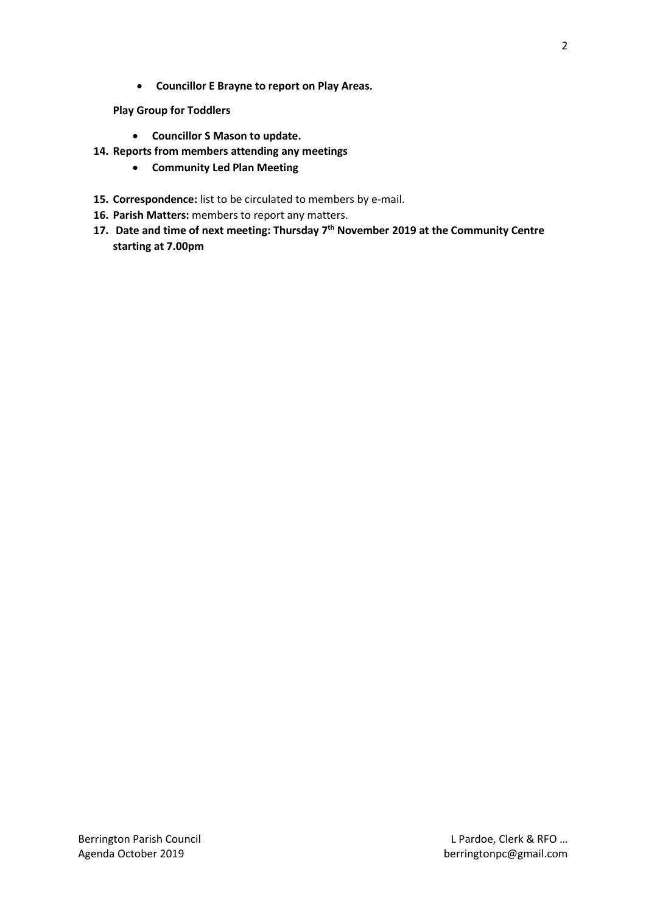- **Councillor E Brayne to report on Play Areas.**

**Play Group for Toddlers**

- **Councillor S Mason to update.**

14. **Reports from members attending any meetings**
    - **Community Led Plan Meeting**
15. **Correspondence:** list to be circulated to members by e-mail.
16. **Parish Matters:** members to report any matters.
17. **Date and time of next meeting: Thursday 7th November 2019 at the Community Centre starting at 7.00pm**